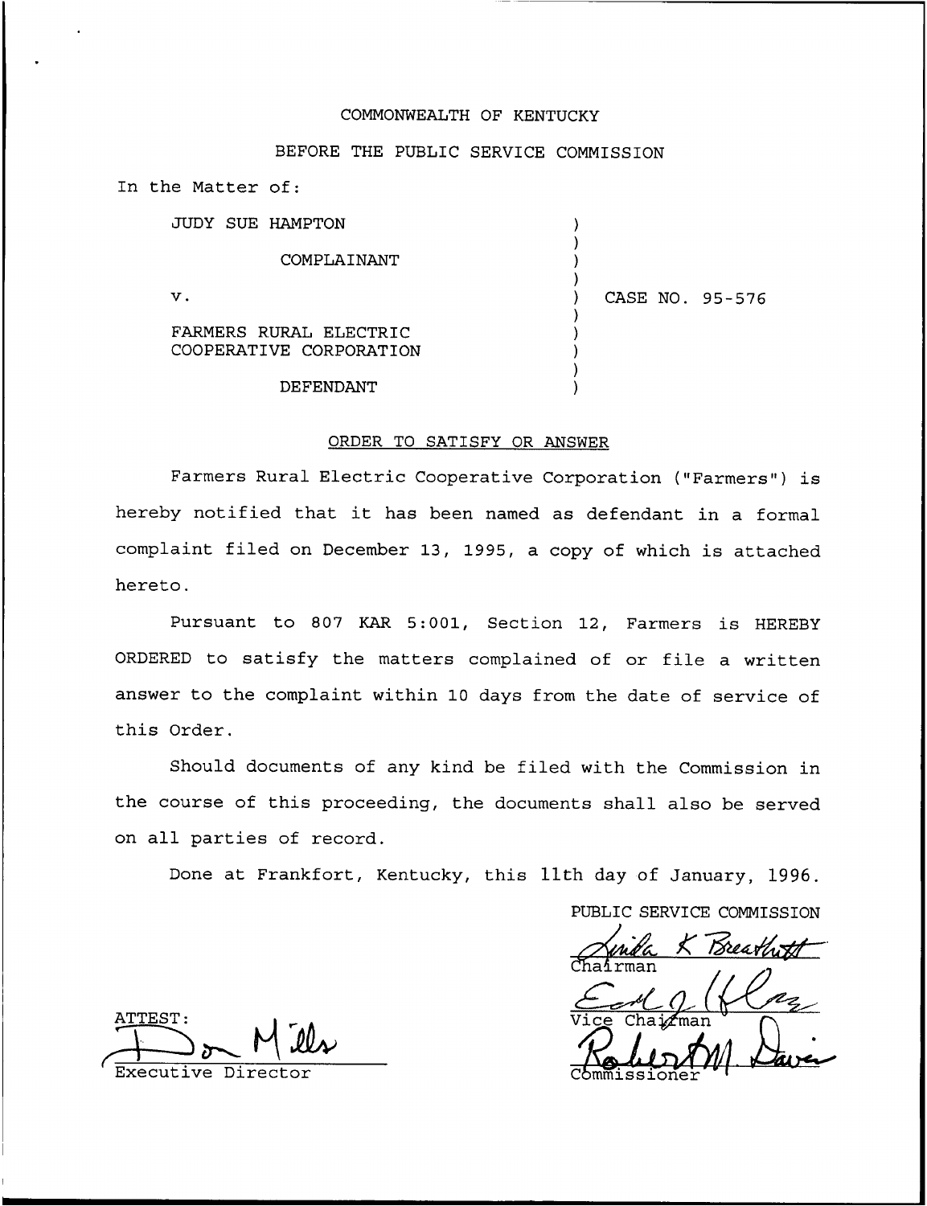COMMONWEALTH OF KENTUCKY

BEFORE THE PUBLIC SERVICE COMMISSION

In the Matter of:

| | | |
|---|---|---|
| JUDY SUE HAMPTON<br><br>COMPLAINANT<br><br>v.<br><br>FARMERS RURAL ELECTRIC COOPERATIVE CORPORATION<br><br>DEFENDANT | ) | CASE NO. 95-576 |

ORDER TO SATISFY OR ANSWER

Farmers Rural Electric Cooperative Corporation ("Farmers") is hereby notified that it has been named as defendant in a formal complaint filed on December 13, 1995, a copy of which is attached hereto.

Pursuant to 807 KAR 5:001, Section 12, Farmers is HEREBY ORDERED to satisfy the matters complained of or file a written answer to the complaint within 10 days from the date of service of this Order.

Should documents of any kind be filed with the Commission in the course of this proceeding, the documents shall also be served on all parties of record.

Done at Frankfort, Kentucky, this 11th day of January, 1996.

PUBLIC SERVICE COMMISSION

Linda K Breathitt
Chairman

Vice Chairman

Robert M. Davis
Commissioner

ATTEST:

Don Mills
Executive Director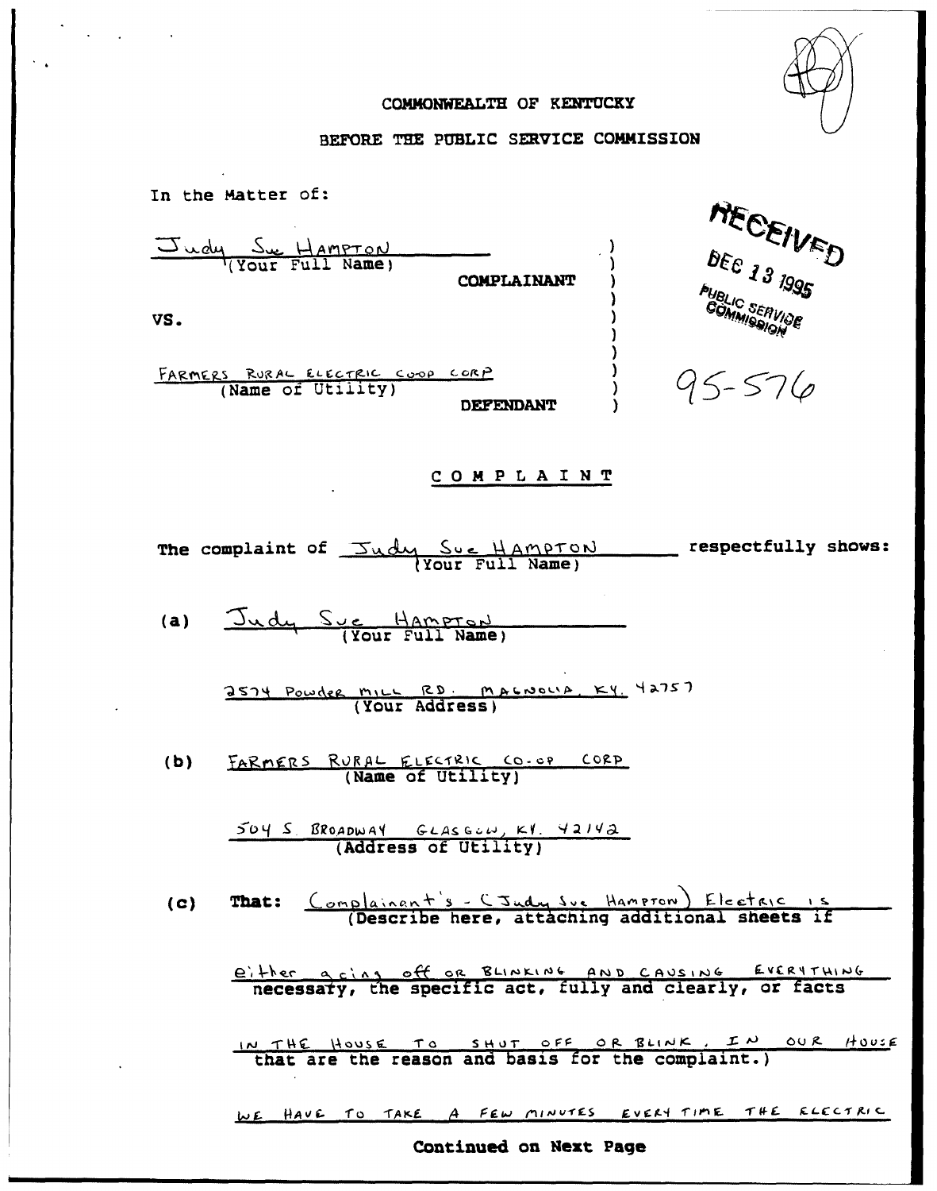COMMONWEALTH OF KENTUCKY

BEFORE THE PUBLIC SERVICE COMMISSION

RECEIVED
DEC 13 1995
PUBLIC SERVICE COMMISSION

95-576

In the Matter of:

Judy Sue HAMPTON
(Your Full Name)

COMPLAINANT

VS.

FARMERS RURAL ELECTRIC CO-OP CORP
(Name of Utility)

DEFENDANT

## COMPLAINT

The complaint of Judy Sue HAMPTON (Your Full Name) respectfully shows:

(a) Judy Sue HAMPTON
(Your Full Name)

2574 Powder MILL RD. MAGNOLIA, KY. 42757
(Your Address)

(b) FARMERS RURAL ELECTRIC CO-OP CORP
(Name of Utility)

504 S. BROADWAY GLASGOW, KY. 42142
(Address of Utility)

(c) **That:** Complainant's - (Judy Sue Hampton) Electric is either going off OR BLINKING AND CAUSING EVERYTHING IN THE HOUSE TO SHUT OFF OR BLINK. IN OUR HOUSE WE HAVE TO TAKE A FEW MINUTES EVERY TIME THE ELECTRIC
(Describe here, attaching additional sheets if necessary, the specific act, fully and clearly, or facts that are the reason and basis for the complaint.)

**Continued on Next Page**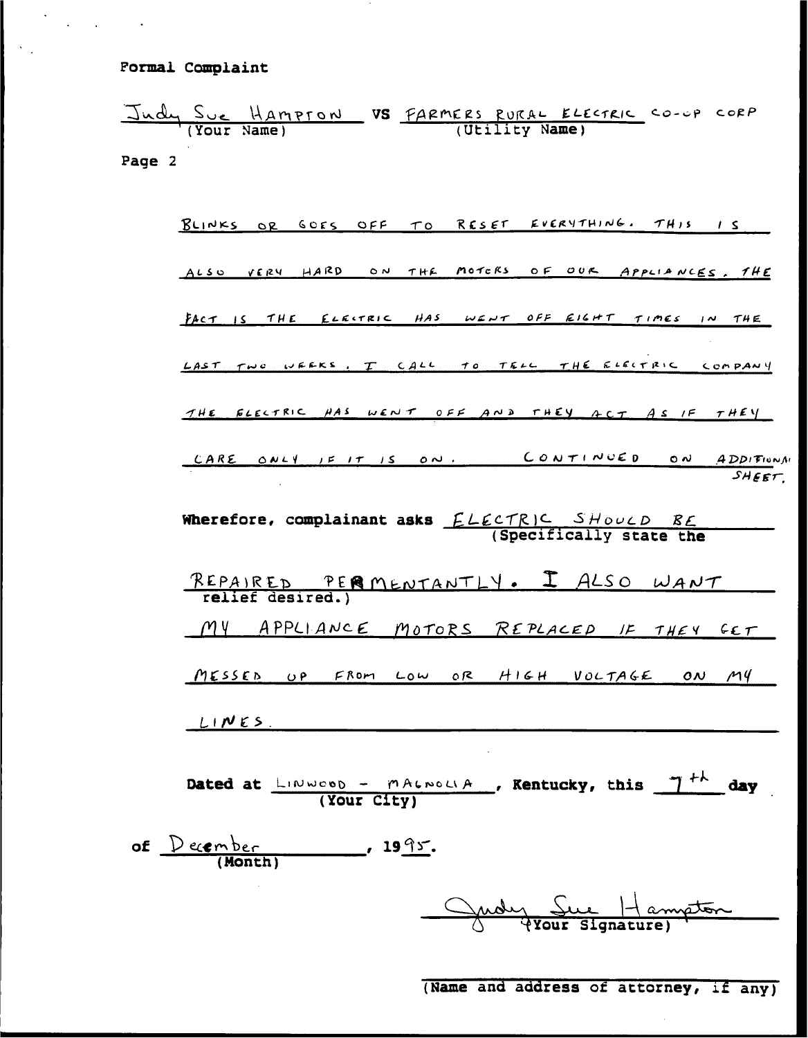Formal Complaint

Judy Sue HAMPTON VS FARMERS RURAL ELECTRIC CO-OP CORP
(Your Name) (Utility Name)

Page 2

BLINKS OR GOES OFF TO RESET EVERYTHING. THIS IS ALSO VERY HARD ON THE MOTORS OF OUR APPLIANCES. THE FACT IS THE ELECTRIC HAS WENT OFF EIGHT TIMES IN THE LAST TWO WEEKS. I CALL TO TELL THE ELECTRIC COMPANY THE ELECTRIC HAS WENT OFF AND THEY ACT AS IF THEY CARE ONLY IF IT IS ON. CONTINUED ON ADDITIONAL SHEET.

**Wherefore, complainant asks** ELECTRIC SHOULD BE REPAIRED PERMENTANTLY. I ALSO WANT MY APPLIANCE MOTORS REPLACED IF THEY GET MESSED UP FROM LOW OR HIGH VOLTAGE ON MY LINES.
(Specifically state the relief desired.)

**Dated at** LINWOOD - MAGNOLIA, **Kentucky, this** 7th **day of** December, **19**95.
(Your City) (Month)

Judy Sue Hampton
(Your Signature)

(Name and address of attorney, if any)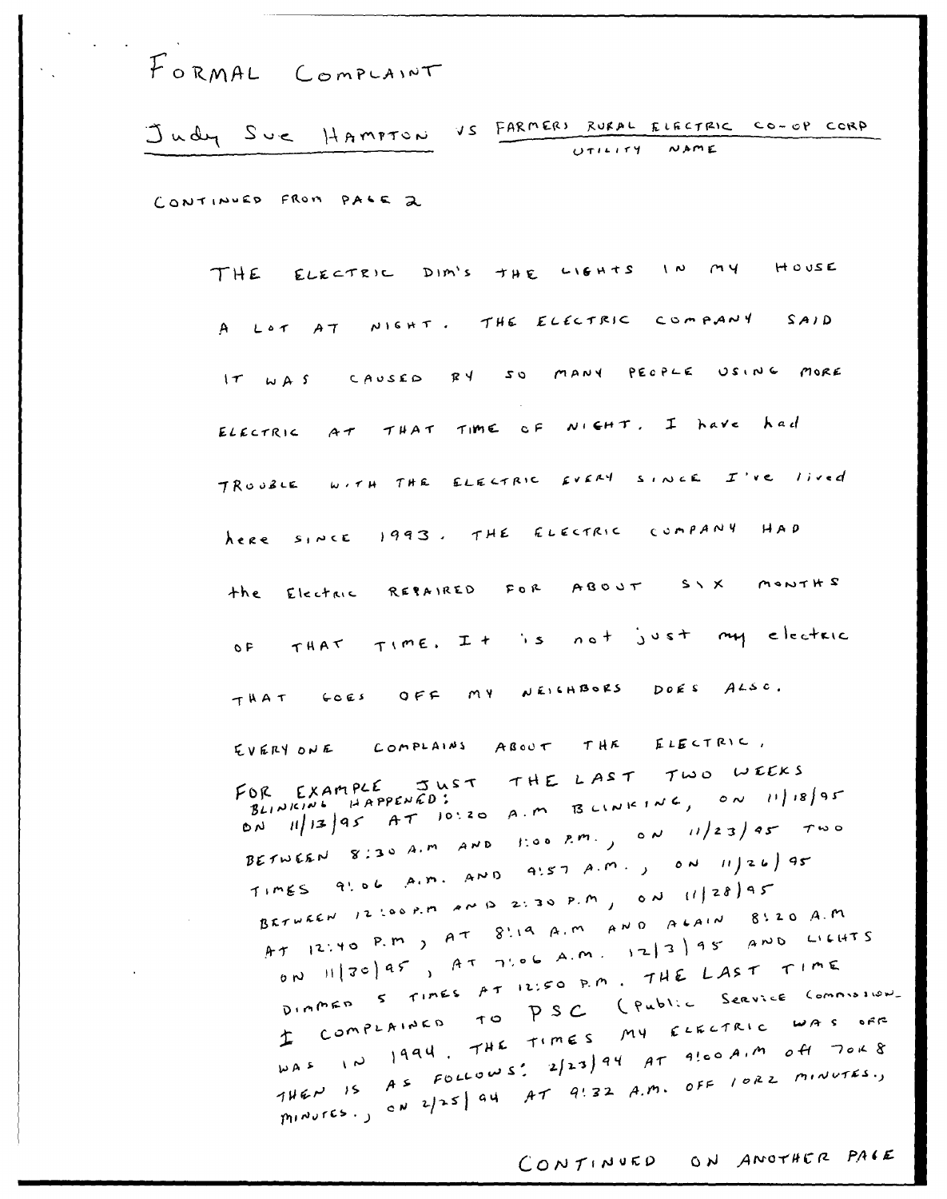# FORMAL COMPLAINT

Judy Sue Hampton VS FARMERS RURAL ELECTRIC CO-OP CORP
UTILITY NAME

CONTINUED FROM PAGE 2

THE ELECTRIC DIM'S THE LIGHTS IN MY HOUSE A LOT AT NIGHT. THE ELECTRIC COMPANY SAID IT WAS CAUSED BY SO MANY PEOPLE USING MORE ELECTRIC AT THAT TIME OF NIGHT. I have had TROUBLE WITH THE ELECTRIC EVERY SINCE I've lived here SINCE 1993. THE ELECTRIC COMPANY HAD the Electric REPAIRED FOR ABOUT SIX MONTHS OF THAT TIME. It is not just my electric THAT GOES OFF MY NEIGHBORS DOES ALSO. EVERYONE COMPLAINS ABOUT THE ELECTRIC.

FOR EXAMPLE JUST THE LAST TWO WEEKS BLINKING HAPPENED: ON 11/13/95 AT 10:20 A.M BLINKING, ON 11/18/95 BETWEEN 8:30 A.M AND 1:00 P.M., ON 11/23/95 TWO TIMES 9:06 A.M. AND 9:57 A.M., ON 11/26/95 BETWEEN 12:00 P.M AND 2:30 P.M, ON 11/28/95 AT 12:40 P.M, AT 8:19 A.M AND AGAIN 8:20 A.M ON 11/30/95, AT 7:06 A.M. 12/3/95 AND LIGHTS DIMMED 5 TIMES AT 12:50 P.M. THE LAST TIME I COMPLAINED TO PSC (Public Service Commission) WAS IN 1994. THE TIMES MY ELECTRIC WAS OFF THEN IS AS FOLLOWS: 2/23/94 AT 9:00 A.M off 7 or 8 MINUTES., ON 2/25/94 AT 9:32 A.M. OFF 1 or 2 MINUTES.,

CONTINUED ON ANOTHER PAGE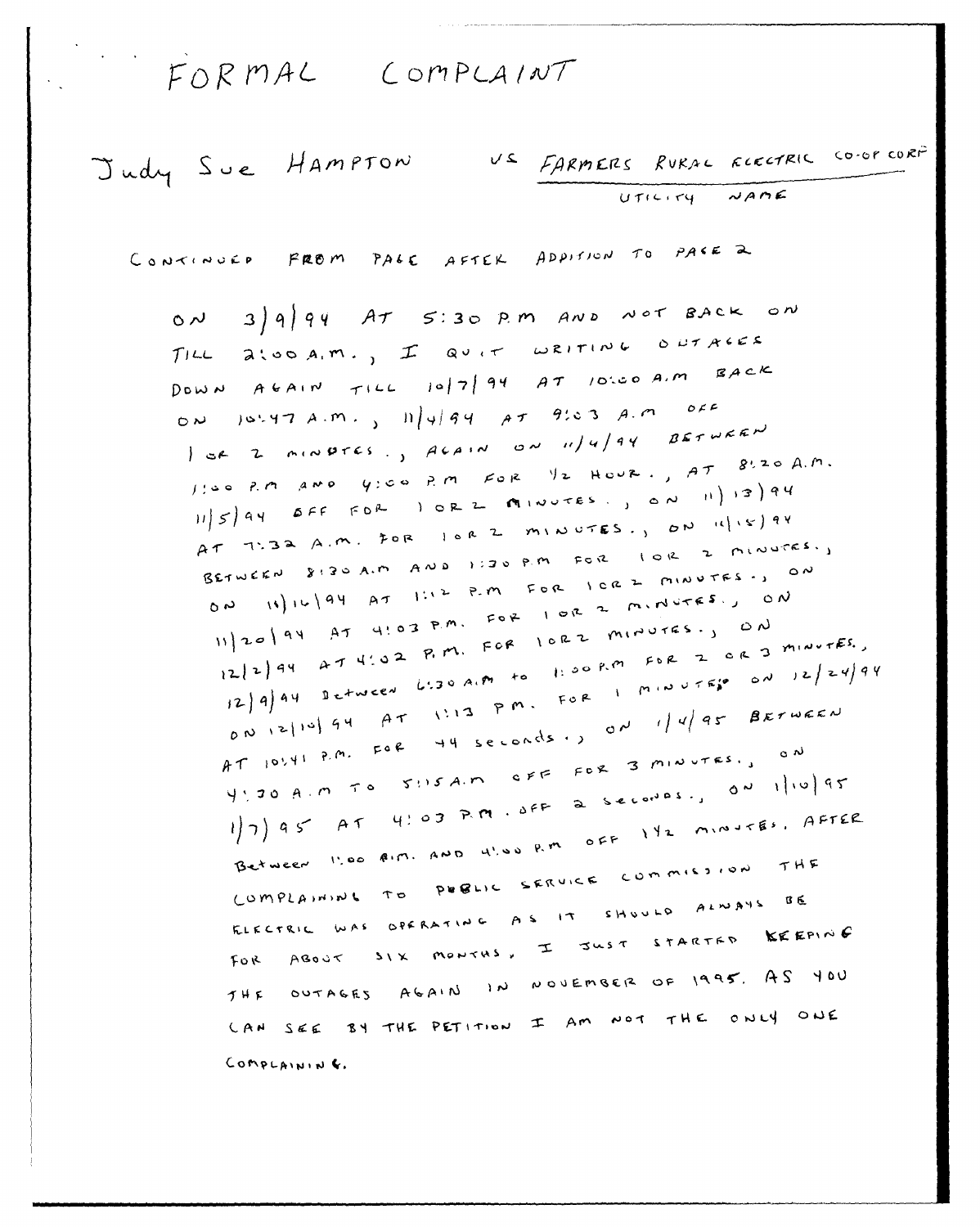# FORMAL COMPLAINT

Judy Sue HAMPTON VS FARMERS RURAL ELECTRIC CO-OP CORP

UTILITY NAME

CONTINUED FROM PAGE AFTER ADDITION TO PAGE 2

ON 3/9/94 AT 5:30 P.M AND NOT BACK ON TILL 2:00 A.M., I QUIT WRITING OUTAGES DOWN AGAIN TILL 10/7/94 AT 10:00 A.M BACK ON 10:47 A.M., 11/4/94 AT 9:03 A.M OFF 1 OR 2 MINUTES., AGAIN ON 11/4/94 BETWEEN 1:00 P.M AND 4:00 P.M FOR 1/2 HOUR., AT 8:20 A.M. 11/5/94 OFF FOR 1 OR 2 MINUTES., ON 11/13/94 AT 7:32 A.M. FOR 1 OR 2 MINUTES., ON 11/15/94 BETWEEN 8:30 A.M AND 1:30 P.M FOR 1 OR 2 MINUTES., ON 11/16/94 AT 1:12 P.M FOR 1 OR 2 MINUTES., ON 11/20/94 AT 4:03 P.M. FOR 1 OR 2 MINUTES., ON 12/2/94 AT 4:02 P.M. FOR 1 OR 2 MINUTES., 12/9/94 Between 6:30 A.M to 1:00 P.M FOR 2 OR 3 MINUTES., ON 12/10/94 AT 1:13 PM. FOR 1 MINUTE., ON 12/24/94 AT 10:41 P.M. FOR 44 seconds., ON 1/4/95 BETWEEN 4:30 A.M TO 5:15 A.M OFF FOR 3 MINUTES., ON 1/7/95 AT 4:03 P.M. OFF 2 SECONDS., ON 1/10/95 Between 1:00 P.M. AND 4:00 P.M OFF 1 1/2 MINUTES. AFTER COMPLAINING TO PUBLIC SERVICE COMMISSION THE ELECTRIC WAS OPERATING AS IT SHOULD ALWAYS BE FOR ABOUT SIX MONTHS, I JUST STARTED KEEPING THE OUTAGES AGAIN IN NOVEMBER OF 1995. AS YOU CAN SEE BY THE PETITION I AM NOT THE ONLY ONE COMPLAINING.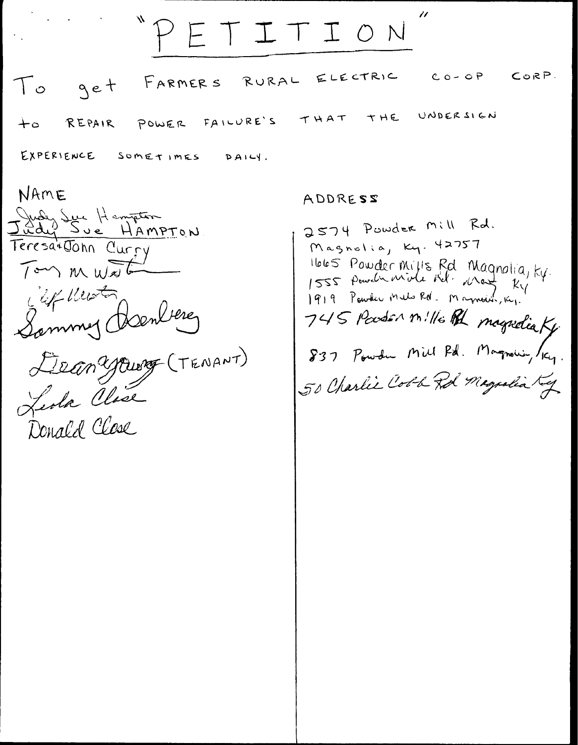# "PETITION"

To get FARMERS RURAL ELECTRIC CO-OP CORP. to REPAIR POWER FAILURE'S THAT THE UNDERSIGN EXPERIENCE SOMETIMES DAILY.

| NAME | ADDRESS |
| --- | --- |
| Judy Sue Hampton<br>JUDY SUE HAMPTON | 2574 Powder Mill Rd.<br>Magnolia, Ky. 42757 |
| Teresa & John Curry | 1665 Powder Mills Rd Magnolia, Ky. |
| Tony M Waston | 1555 Powder Mills Rd. Mag Ky |
| Cliff Weston | 1919 Powder Mills Rd. Magnolia, Ky. |
| Sammy Isenberg | 745 Powder Mills Rd Magnolia Ky |
| Dean Young (TENANT) | 837 Powder Mill Rd. Magnolia, Ky. |
| Leola Close | 50 Charlie Cobb Rd Magnolia Ky |
| Donald Close | |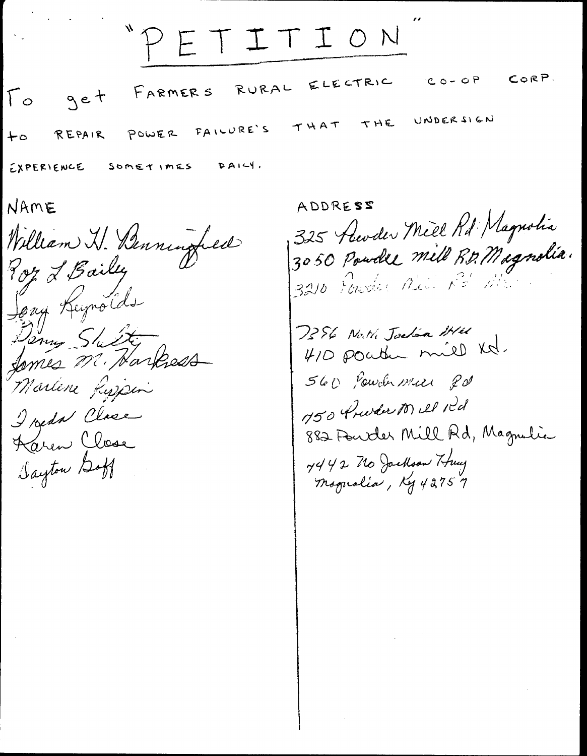# "PETITION"

To get FARMERS RURAL ELECTRIC CO-OP CORP. to REPAIR POWER FAILURE'S THAT THE UNDERSIGN EXPERIENCE SOMETIMES DAILY.

| NAME | ADDRESS |
| --- | --- |
| William H. Benningfield | 325 Powder Mill Rd Magnolia |
| Roz L Bailey | 3050 Powder mill RD. Magnolia. |
| Leny Reynolds | 3210 Powder Mill Rd Mag |
| Denny Sluty | 7356 North Jackson Hwy |
| James M. Harkess | 410 Powder mill Rd. |
| Marlene Pippin | 560 Powder mill Rd |
| Freda Close | 750 Powder Mill Rd |
| Karen Close | 882 Powder Mill Rd, Magnolia |
| Dayton Goff | 7442 No Jackson Hwy Magnolia, Ky 42757 |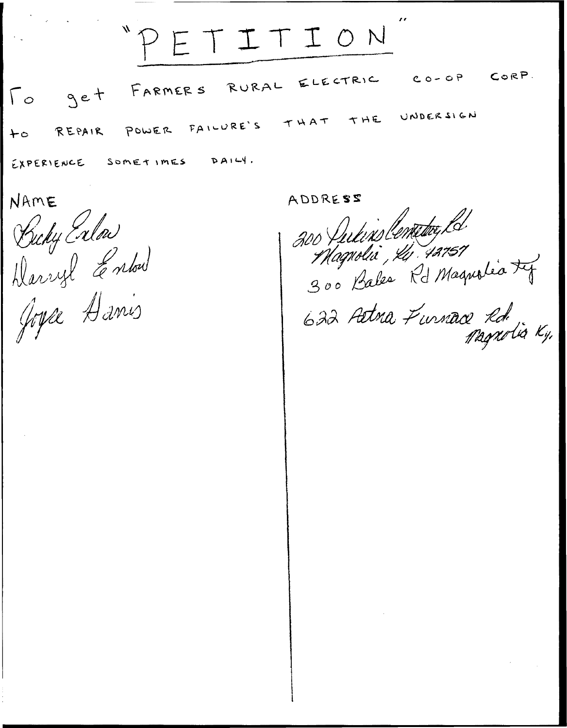# "PETITION"

To get FARMERS RURAL ELECTRIC CO-OP CORP. to REPAIR POWER FAILURE'S THAT THE UNDERSIGN EXPERIENCE SOMETIMES DAILY.

| NAME | ADDRESS |
|---|---|
| Bucky Enlow | 200 Perkins Cemetery Rd Magnolia, Ky. 42757 |
| Darryl Enlow | 300 Bales Rd Magnolia Ky |
| Joyce Davis | 622 Aetna Furnace Rd. Magnolia Ky. |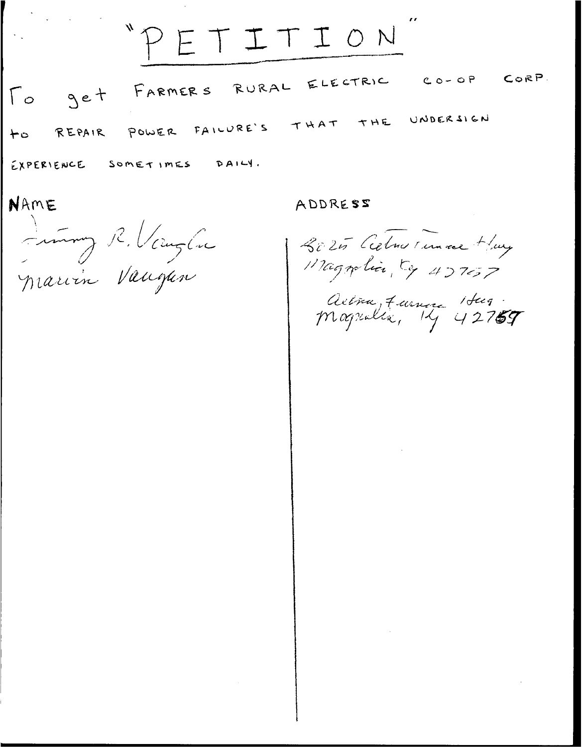# "PETITION"

To get FARMERS RURAL ELECTRIC CO-OP CORP. to REPAIR POWER FAILURE'S THAT THE UNDERSIGN EXPERIENCE SOMETIMES DAILY.

| NAME | ADDRESS |
|---|---|
| Jimmy R. Vaughn | 8025 Aetna Furnace Hwy Magnolia, Ky 42757 |
| Marvin Vaughn | Aetna Furnace Hwy. Magnolia, Ky 42757 |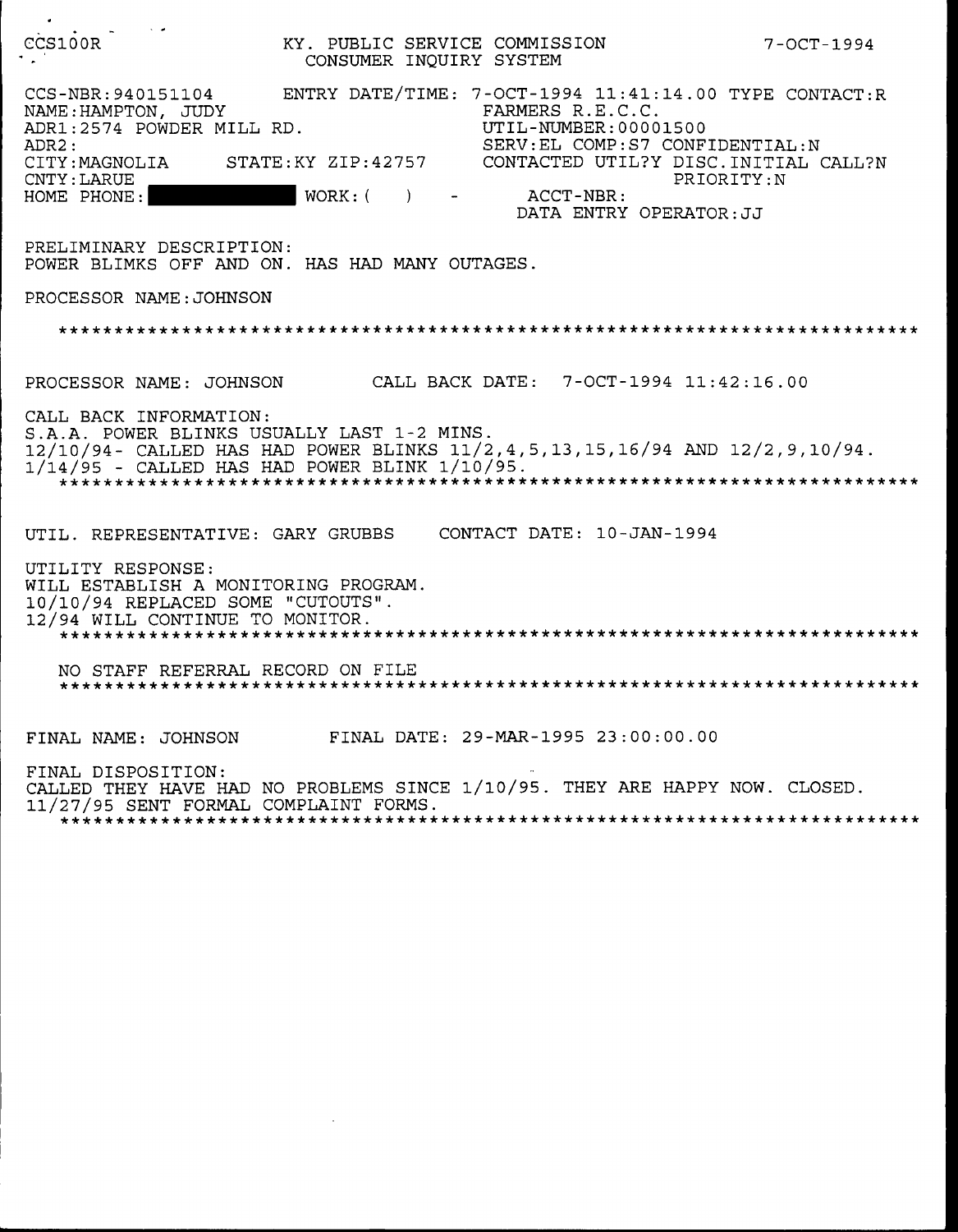CCS100R KY. PUBLIC SERVICE COMMISSION 7-OCT-1994
CONSUMER INQUIRY SYSTEM

CCS-NBR:940151104 ENTRY DATE/TIME: 7-OCT-1994 11:41:14.00 TYPE CONTACT:R
NAME:HAMPTON, JUDY FARMERS R.E.C.C.
ADR1:2574 POWDER MILL RD. UTIL-NUMBER:00001500
ADR2: SERV:EL COMP:S7 CONFIDENTIAL:N
CITY:MAGNOLIA STATE:KY ZIP:42757 CONTACTED UTIL?Y DISC.INITIAL CALL?N
CNTY:LARUE PRIORITY:N
HOME PHONE: WORK:( ) - ACCT-NBR:
DATA ENTRY OPERATOR:JJ

PRELIMINARY DESCRIPTION:
POWER BLIMKS OFF AND ON. HAS HAD MANY OUTAGES.

PROCESSOR NAME:JOHNSON

\*\*\*\*\*\*\*\*\*\*\*\*\*\*\*\*\*\*\*\*\*\*\*\*\*\*\*\*\*\*\*\*\*\*\*\*\*\*\*\*\*\*\*\*\*\*\*\*\*\*\*\*\*\*\*\*\*\*\*\*\*\*\*\*\*\*\*\*\*\*\*\*\*\*\*\*

PROCESSOR NAME: JOHNSON CALL BACK DATE: 7-OCT-1994 11:42:16.00

CALL BACK INFORMATION:
S.A.A. POWER BLINKS USUALLY LAST 1-2 MINS.
12/10/94- CALLED HAS HAD POWER BLINKS 11/2,4,5,13,15,16/94 AND 12/2,9,10/94.
1/14/95 - CALLED HAS HAD POWER BLINK 1/10/95.
\*\*\*\*\*\*\*\*\*\*\*\*\*\*\*\*\*\*\*\*\*\*\*\*\*\*\*\*\*\*\*\*\*\*\*\*\*\*\*\*\*\*\*\*\*\*\*\*\*\*\*\*\*\*\*\*\*\*\*\*\*\*\*\*\*\*\*\*\*\*\*\*\*\*\*\*

UTIL. REPRESENTATIVE: GARY GRUBBS CONTACT DATE: 10-JAN-1994

UTILITY RESPONSE:
WILL ESTABLISH A MONITORING PROGRAM.
10/10/94 REPLACED SOME "CUTOUTS".
12/94 WILL CONTINUE TO MONITOR.
\*\*\*\*\*\*\*\*\*\*\*\*\*\*\*\*\*\*\*\*\*\*\*\*\*\*\*\*\*\*\*\*\*\*\*\*\*\*\*\*\*\*\*\*\*\*\*\*\*\*\*\*\*\*\*\*\*\*\*\*\*\*\*\*\*\*\*\*\*\*\*\*\*\*\*\*

NO STAFF REFERRAL RECORD ON FILE
\*\*\*\*\*\*\*\*\*\*\*\*\*\*\*\*\*\*\*\*\*\*\*\*\*\*\*\*\*\*\*\*\*\*\*\*\*\*\*\*\*\*\*\*\*\*\*\*\*\*\*\*\*\*\*\*\*\*\*\*\*\*\*\*\*\*\*\*\*\*\*\*\*\*\*\*

FINAL NAME: JOHNSON FINAL DATE: 29-MAR-1995 23:00:00.00

FINAL DISPOSITION:
CALLED THEY HAVE HAD NO PROBLEMS SINCE 1/10/95. THEY ARE HAPPY NOW. CLOSED.
11/27/95 SENT FORMAL COMPLAINT FORMS.
\*\*\*\*\*\*\*\*\*\*\*\*\*\*\*\*\*\*\*\*\*\*\*\*\*\*\*\*\*\*\*\*\*\*\*\*\*\*\*\*\*\*\*\*\*\*\*\*\*\*\*\*\*\*\*\*\*\*\*\*\*\*\*\*\*\*\*\*\*\*\*\*\*\*\*\*